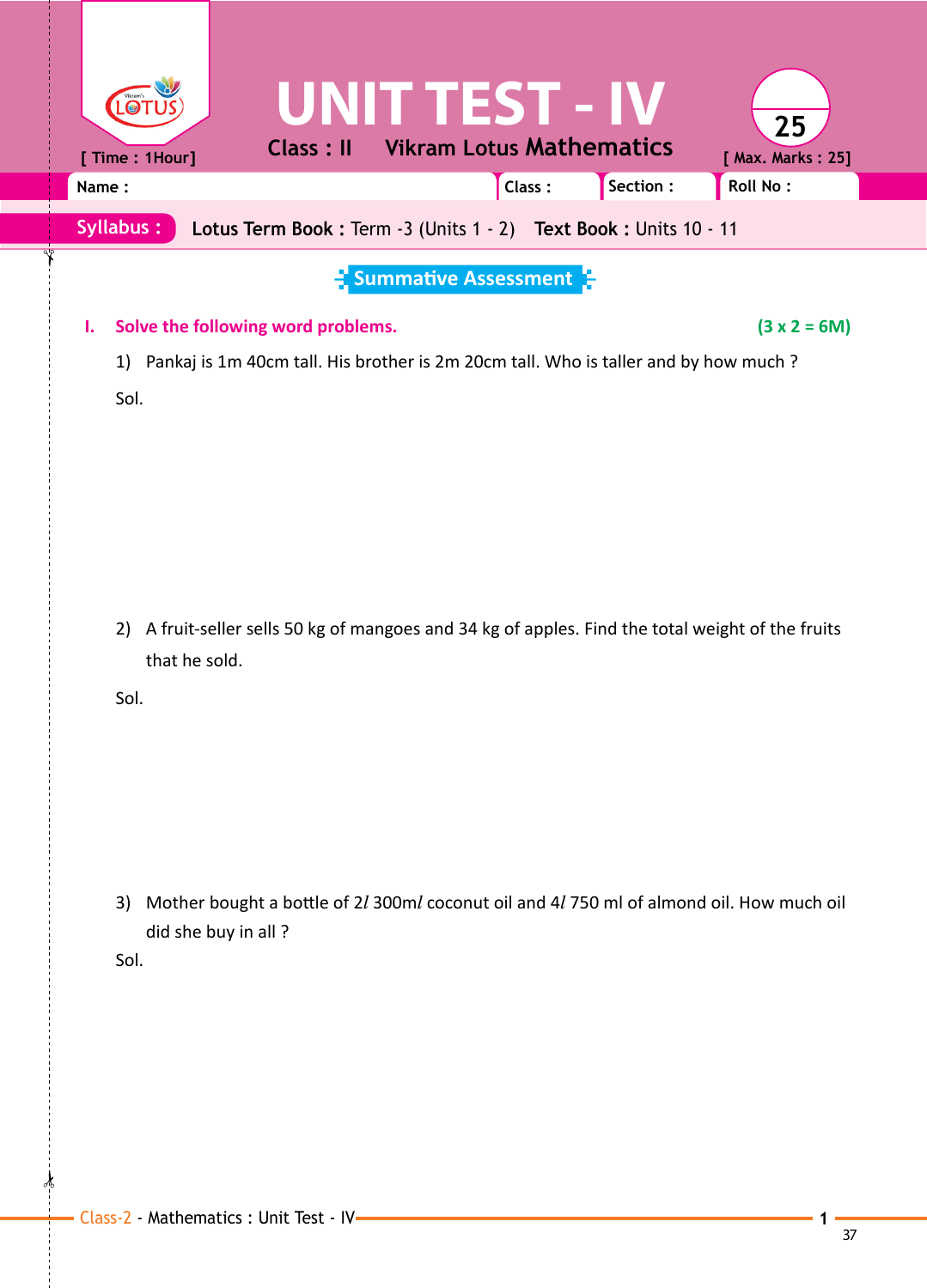# UNIT TEST - IV

Class : II    Vikram Lotus **Mathematics**

[ Time : 1Hour]    25    [ Max. Marks : 25]

| Name : | Class : | Section : | Roll No : |
|---|---|---|---|

**Syllabus :** **Lotus Term Book :** Term -3 (Units 1 - 2)  **Text Book :** Units 10 - 11

## Summative Assessment

**I. Solve the following word problems.** **(3 x 2 = 6M)**

1) Pankaj is 1m 40cm tall. His brother is 2m 20cm tall. Who is taller and by how much ?

Sol.

2) A fruit-seller sells 50 kg of mangoes and 34 kg of apples. Find the total weight of the fruits that he sold.

Sol.

3) Mother bought a bottle of 2$l$ 300m$l$ coconut oil and 4$l$ 750 ml of almond oil. How much oil did she buy in all ?

Sol.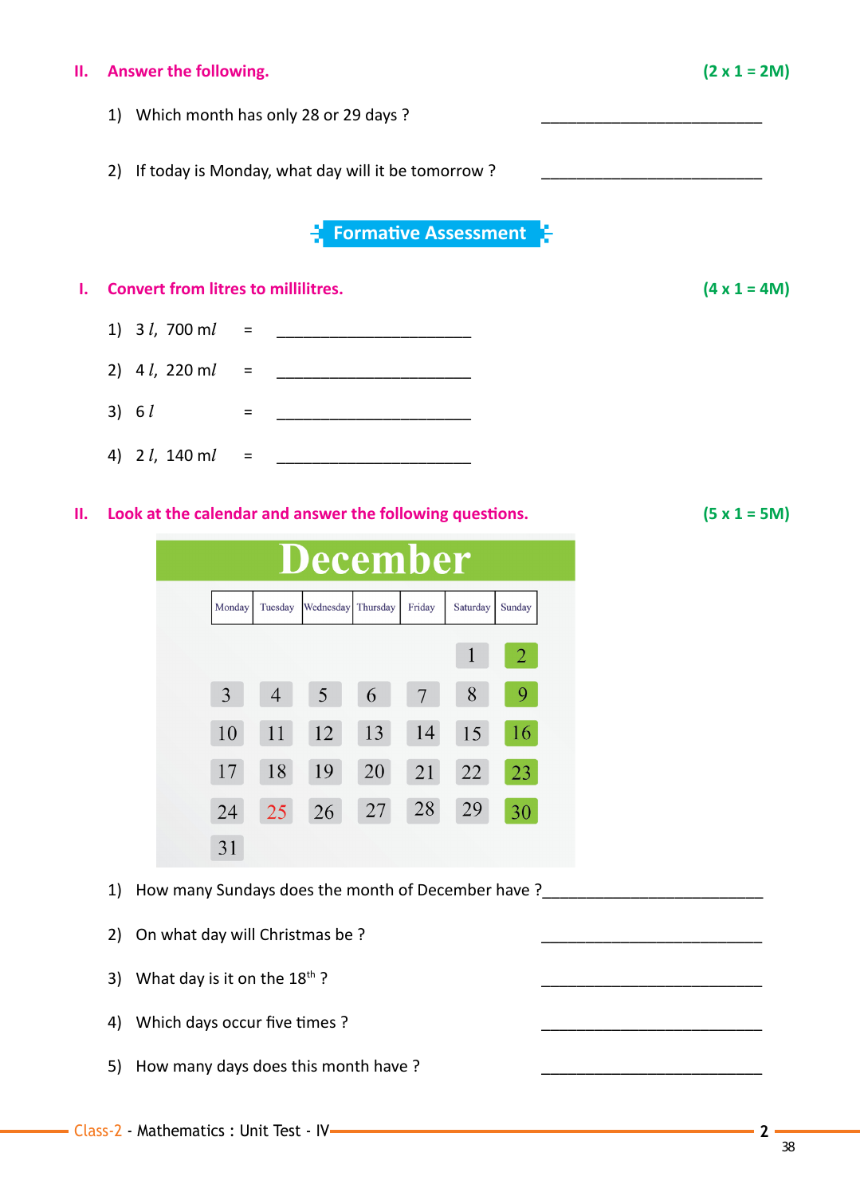## II. Answer the following. (2 x 1 = 2M)

1) Which month has only 28 or 29 days ? \_\_\_\_\_\_\_\_\_\_\_\_\_\_\_\_\_\_\_\_\_\_\_\_\_\_

2) If today is Monday, what day will it be tomorrow ? \_\_\_\_\_\_\_\_\_\_\_\_\_\_\_\_\_\_\_\_\_\_\_\_\_\_

## Formative Assessment

## I. Convert from litres to millilitres. (4 x 1 = 4M)

1) 3 *l*, 700 ml = \_\_\_\_\_\_\_\_\_\_\_\_\_\_\_\_\_\_\_\_\_\_\_

2) 4 *l*, 220 ml = \_\_\_\_\_\_\_\_\_\_\_\_\_\_\_\_\_\_\_\_\_\_\_

3) 6 *l* = \_\_\_\_\_\_\_\_\_\_\_\_\_\_\_\_\_\_\_\_\_\_\_

4) 2 *l*, 140 ml = \_\_\_\_\_\_\_\_\_\_\_\_\_\_\_\_\_\_\_\_\_\_\_

## II. Look at the calendar and answer the following questions. (5 x 1 = 5M)

**December**

| Monday | Tuesday | Wednesday | Thursday | Friday | Saturday | Sunday |
|---|---|---|---|---|---|---|
| | | | | | 1 | 2 |
| 3 | 4 | 5 | 6 | 7 | 8 | 9 |
| 10 | 11 | 12 | 13 | 14 | 15 | 16 |
| 17 | 18 | 19 | 20 | 21 | 22 | 23 |
| 24 | 25 | 26 | 27 | 28 | 29 | 30 |
| 31 | | | | | | |

1) How many Sundays does the month of December have ? \_\_\_\_\_\_\_\_\_\_\_\_\_\_\_\_\_\_\_\_\_\_\_\_\_\_

2) On what day will Christmas be ? \_\_\_\_\_\_\_\_\_\_\_\_\_\_\_\_\_\_\_\_\_\_\_\_\_\_

3) What day is it on the 18th ? \_\_\_\_\_\_\_\_\_\_\_\_\_\_\_\_\_\_\_\_\_\_\_\_\_\_

4) Which days occur five times ? \_\_\_\_\_\_\_\_\_\_\_\_\_\_\_\_\_\_\_\_\_\_\_\_\_\_

5) How many days does this month have ? \_\_\_\_\_\_\_\_\_\_\_\_\_\_\_\_\_\_\_\_\_\_\_\_\_\_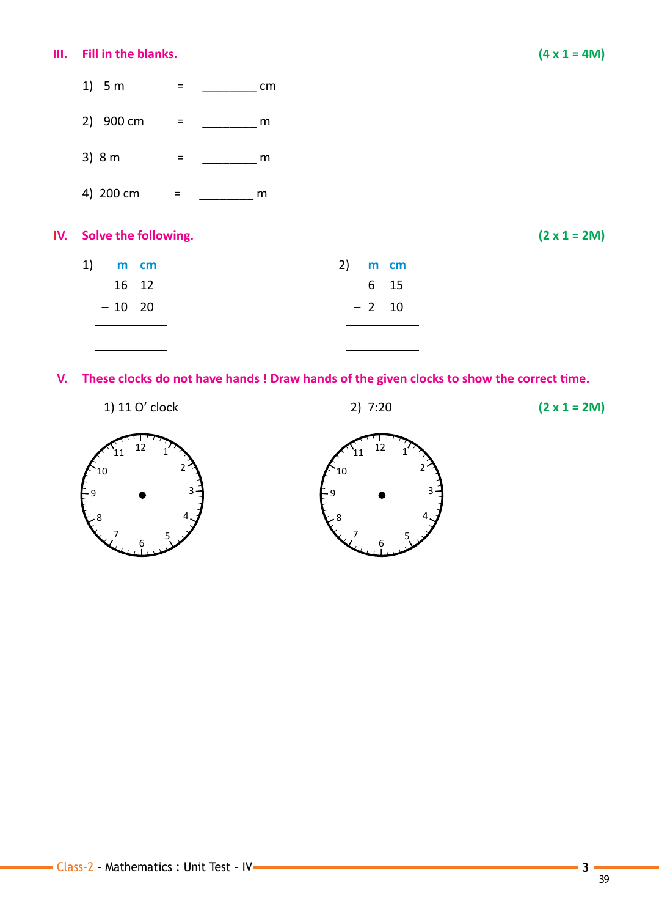## III. Fill in the blanks. (4 x 1 = 4M)

1) 5 m = ________ cm

2) 900 cm = ________ m

3) 8 m = ________ m

4) 200 cm = ________ m

## IV. Solve the following. (2 x 1 = 2M)

1)

| | m | cm |
|---|---|---|
| | 16 | 12 |
| – | 10 | 20 |
| | | |

2)

| | m | cm |
|---|---|---|
| | 6 | 15 |
| – | 2 | 10 |
| | | |

## V. These clocks do not have hands ! Draw hands of the given clocks to show the correct time. (2 x 1 = 2M)

1) 11 O' clock

12 1 2 3 4 5 6 7 8 9 10 11

2) 7:20

12 1 2 3 4 5 6 7 8 9 10 11